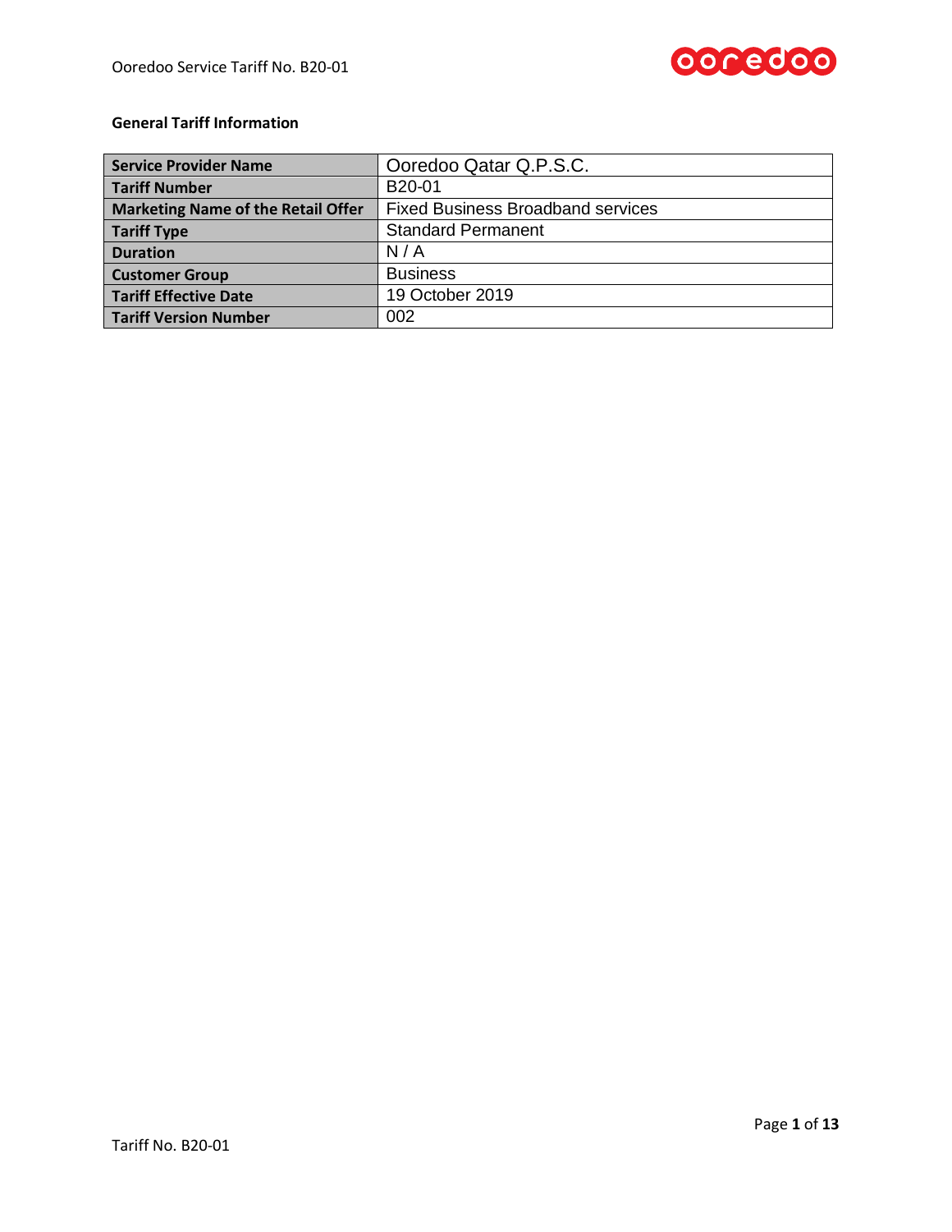**General Tariff Information**

| Service Provider Name | Ooredoo Qatar Q.P.S.C. |
|---|---|
| Tariff Number | B20-01 |
| Marketing Name of the Retail Offer | Fixed Business Broadband services |
| Tariff Type | Standard Permanent |
| Duration | N / A |
| Customer Group | Business |
| Tariff Effective Date | 19 October 2019 |
| Tariff Version Number | 002 |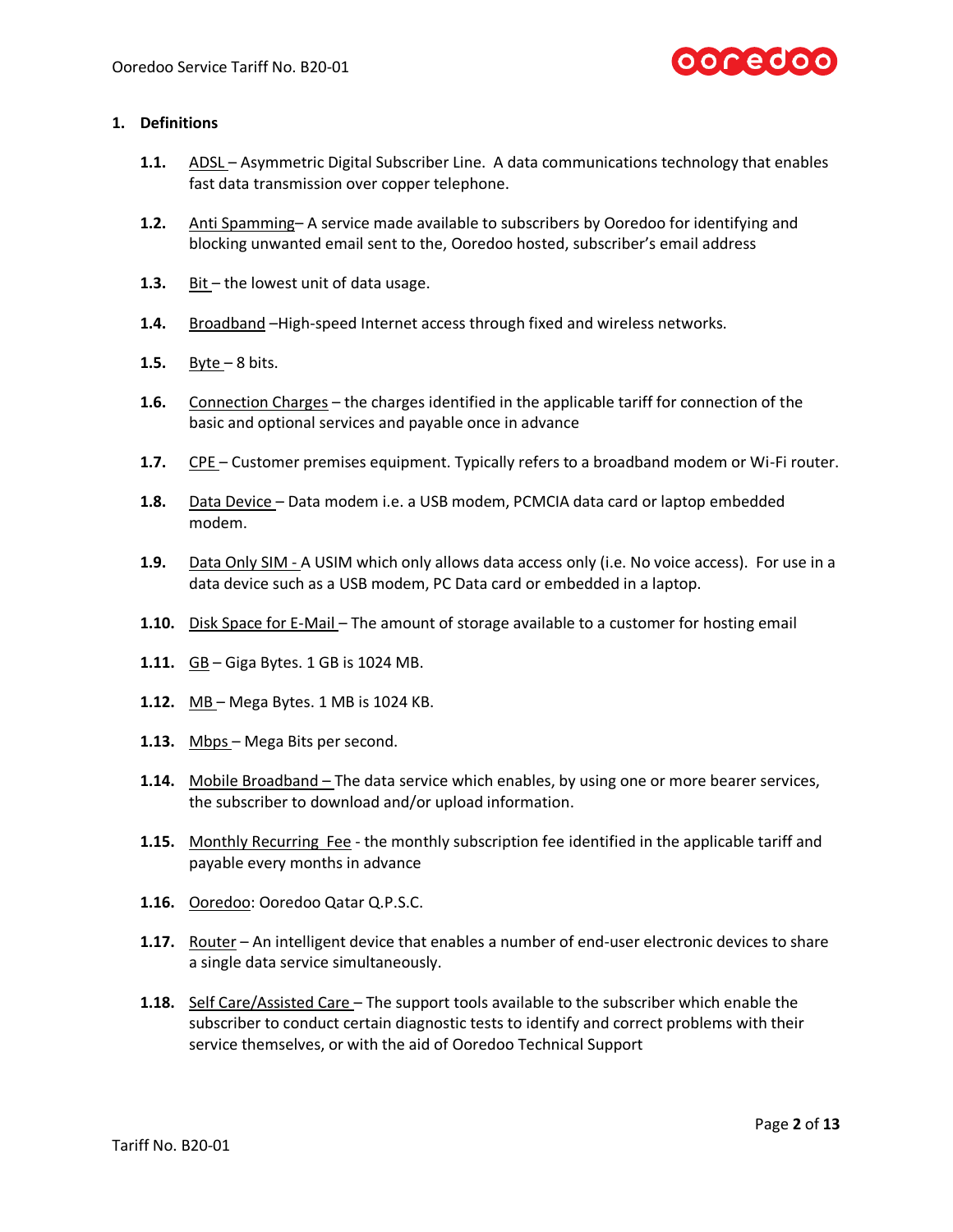## 1. Definitions

**1.1.** ADSL – Asymmetric Digital Subscriber Line. A data communications technology that enables fast data transmission over copper telephone.

**1.2.** Anti Spamming– A service made available to subscribers by Ooredoo for identifying and blocking unwanted email sent to the, Ooredoo hosted, subscriber's email address

**1.3.** Bit – the lowest unit of data usage.

**1.4.** Broadband –High-speed Internet access through fixed and wireless networks.

**1.5.** Byte – 8 bits.

**1.6.** Connection Charges – the charges identified in the applicable tariff for connection of the basic and optional services and payable once in advance

**1.7.** CPE – Customer premises equipment. Typically refers to a broadband modem or Wi-Fi router.

**1.8.** Data Device – Data modem i.e. a USB modem, PCMCIA data card or laptop embedded modem.

**1.9.** Data Only SIM - A USIM which only allows data access only (i.e. No voice access). For use in a data device such as a USB modem, PC Data card or embedded in a laptop.

**1.10.** Disk Space for E-Mail – The amount of storage available to a customer for hosting email

**1.11.** GB – Giga Bytes. 1 GB is 1024 MB.

**1.12.** MB – Mega Bytes. 1 MB is 1024 KB.

**1.13.** Mbps – Mega Bits per second.

**1.14.** Mobile Broadband – The data service which enables, by using one or more bearer services, the subscriber to download and/or upload information.

**1.15.** Monthly Recurring Fee - the monthly subscription fee identified in the applicable tariff and payable every months in advance

**1.16.** Ooredoo: Ooredoo Qatar Q.P.S.C.

**1.17.** Router – An intelligent device that enables a number of end-user electronic devices to share a single data service simultaneously.

**1.18.** Self Care/Assisted Care – The support tools available to the subscriber which enable the subscriber to conduct certain diagnostic tests to identify and correct problems with their service themselves, or with the aid of Ooredoo Technical Support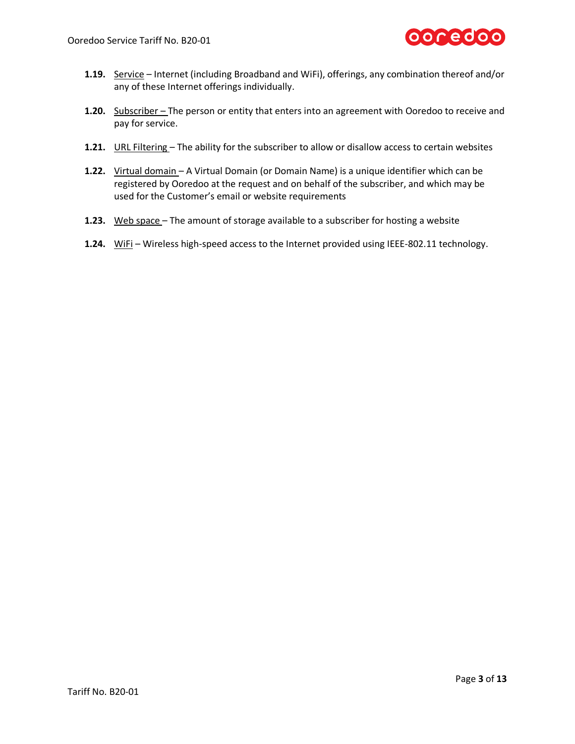**1.19.** Service – Internet (including Broadband and WiFi), offerings, any combination thereof and/or any of these Internet offerings individually.

**1.20.** Subscriber – The person or entity that enters into an agreement with Ooredoo to receive and pay for service.

**1.21.** URL Filtering – The ability for the subscriber to allow or disallow access to certain websites

**1.22.** Virtual domain – A Virtual Domain (or Domain Name) is a unique identifier which can be registered by Ooredoo at the request and on behalf of the subscriber, and which may be used for the Customer's email or website requirements

**1.23.** Web space – The amount of storage available to a subscriber for hosting a website

**1.24.** WiFi – Wireless high-speed access to the Internet provided using IEEE-802.11 technology.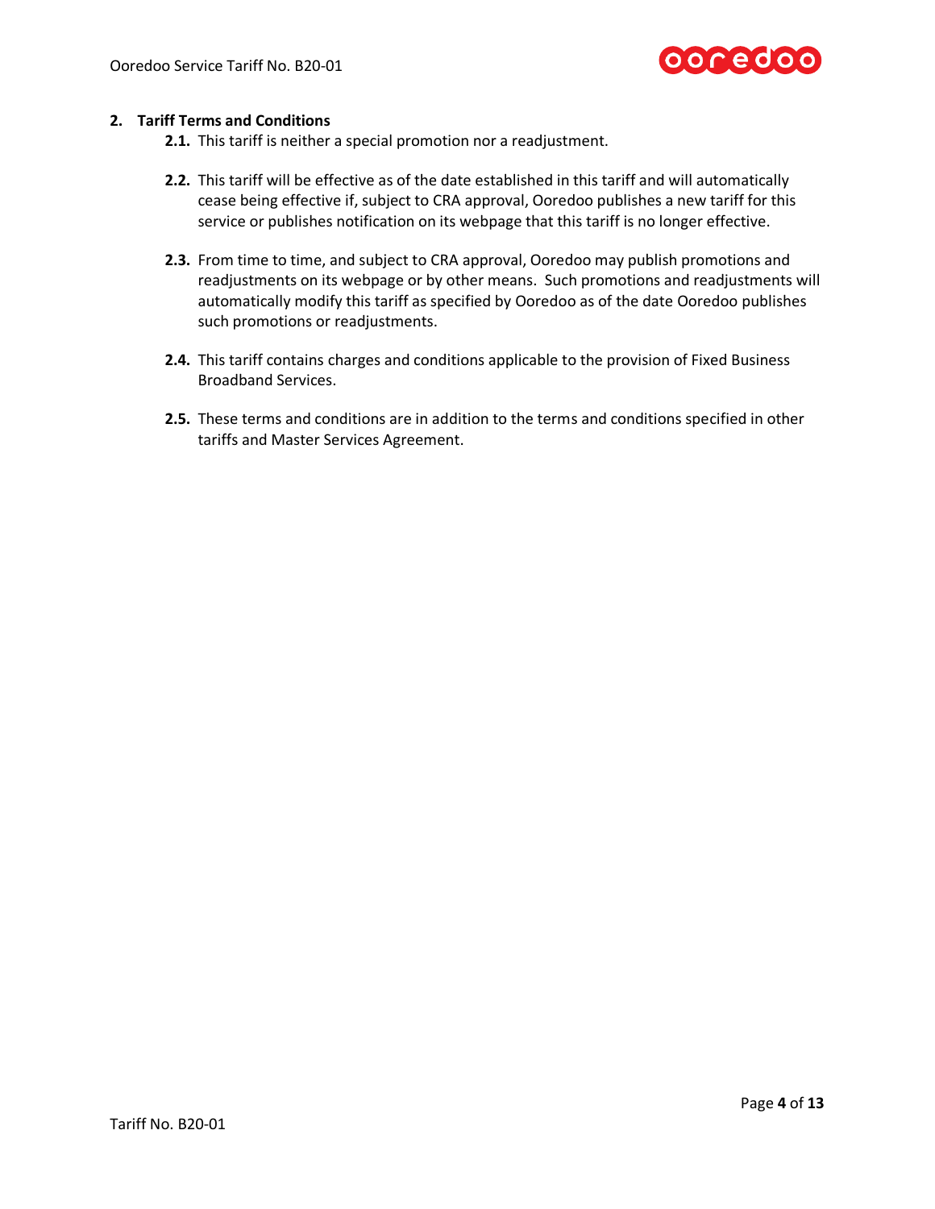## 2. Tariff Terms and Conditions

**2.1.** This tariff is neither a special promotion nor a readjustment.

**2.2.** This tariff will be effective as of the date established in this tariff and will automatically cease being effective if, subject to CRA approval, Ooredoo publishes a new tariff for this service or publishes notification on its webpage that this tariff is no longer effective.

**2.3.** From time to time, and subject to CRA approval, Ooredoo may publish promotions and readjustments on its webpage or by other means. Such promotions and readjustments will automatically modify this tariff as specified by Ooredoo as of the date Ooredoo publishes such promotions or readjustments.

**2.4.** This tariff contains charges and conditions applicable to the provision of Fixed Business Broadband Services.

**2.5.** These terms and conditions are in addition to the terms and conditions specified in other tariffs and Master Services Agreement.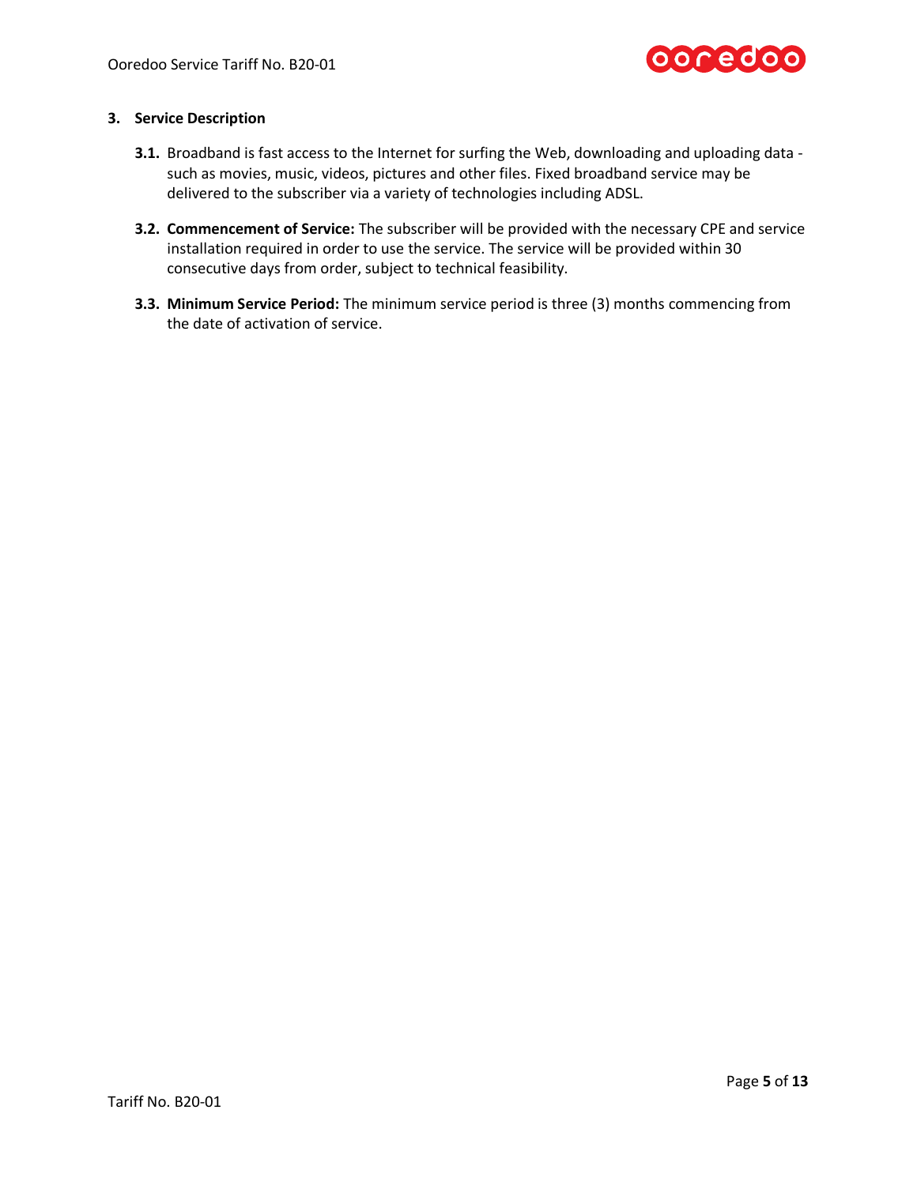## 3. Service Description

**3.1.** Broadband is fast access to the Internet for surfing the Web, downloading and uploading data - such as movies, music, videos, pictures and other files. Fixed broadband service may be delivered to the subscriber via a variety of technologies including ADSL.

**3.2. Commencement of Service:** The subscriber will be provided with the necessary CPE and service installation required in order to use the service. The service will be provided within 30 consecutive days from order, subject to technical feasibility.

**3.3. Minimum Service Period:** The minimum service period is three (3) months commencing from the date of activation of service.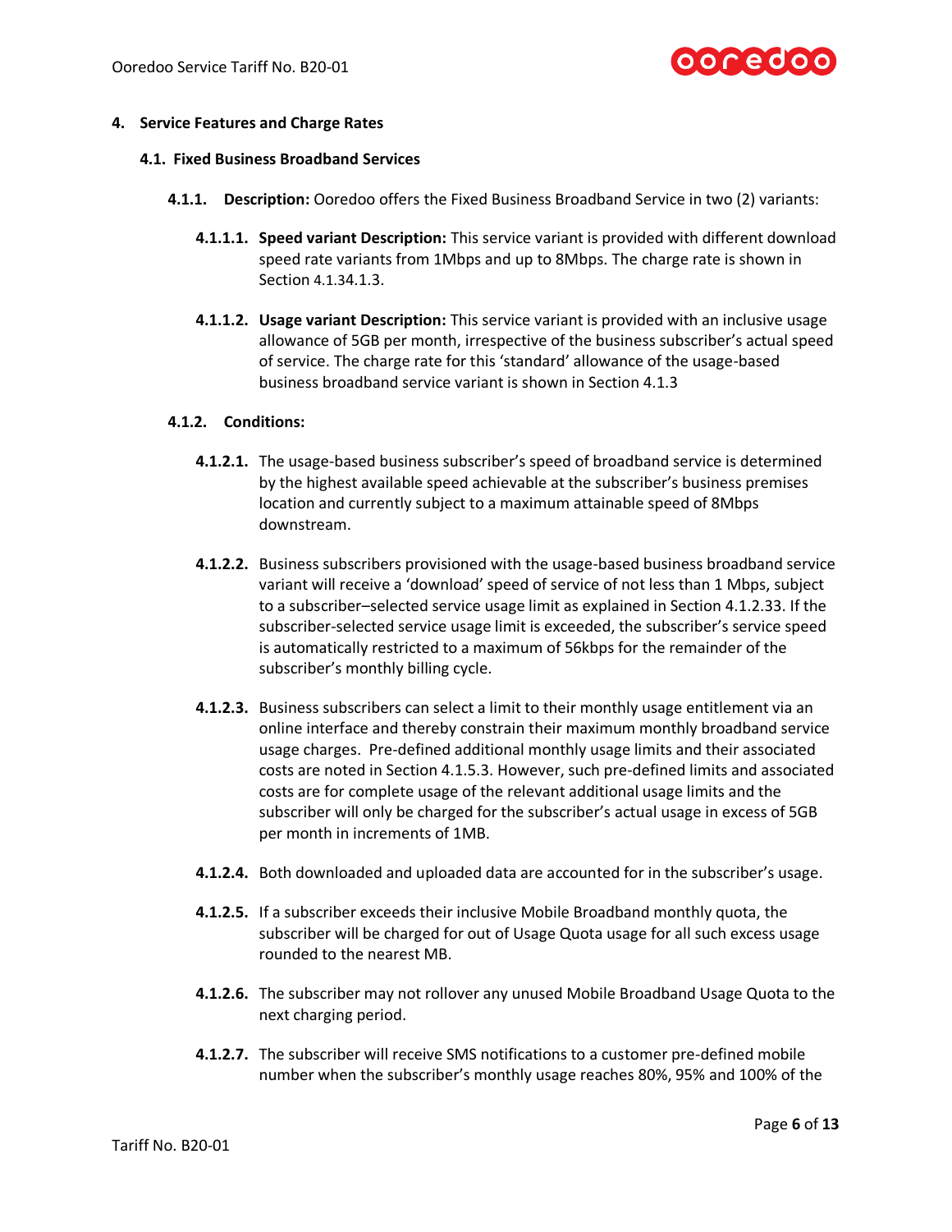## 4. Service Features and Charge Rates

### 4.1. Fixed Business Broadband Services

**4.1.1. Description:** Ooredoo offers the Fixed Business Broadband Service in two (2) variants:

**4.1.1.1. Speed variant Description:** This service variant is provided with different download speed rate variants from 1Mbps and up to 8Mbps. The charge rate is shown in Section 4.1.34.1.3.

**4.1.1.2. Usage variant Description:** This service variant is provided with an inclusive usage allowance of 5GB per month, irrespective of the business subscriber's actual speed of service. The charge rate for this 'standard' allowance of the usage-based business broadband service variant is shown in Section 4.1.3

**4.1.2. Conditions:**

**4.1.2.1.** The usage-based business subscriber's speed of broadband service is determined by the highest available speed achievable at the subscriber's business premises location and currently subject to a maximum attainable speed of 8Mbps downstream.

**4.1.2.2.** Business subscribers provisioned with the usage-based business broadband service variant will receive a 'download' speed of service of not less than 1 Mbps, subject to a subscriber–selected service usage limit as explained in Section 4.1.2.33. If the subscriber-selected service usage limit is exceeded, the subscriber's service speed is automatically restricted to a maximum of 56kbps for the remainder of the subscriber's monthly billing cycle.

**4.1.2.3.** Business subscribers can select a limit to their monthly usage entitlement via an online interface and thereby constrain their maximum monthly broadband service usage charges. Pre-defined additional monthly usage limits and their associated costs are noted in Section 4.1.5.3. However, such pre-defined limits and associated costs are for complete usage of the relevant additional usage limits and the subscriber will only be charged for the subscriber's actual usage in excess of 5GB per month in increments of 1MB.

**4.1.2.4.** Both downloaded and uploaded data are accounted for in the subscriber's usage.

**4.1.2.5.** If a subscriber exceeds their inclusive Mobile Broadband monthly quota, the subscriber will be charged for out of Usage Quota usage for all such excess usage rounded to the nearest MB.

**4.1.2.6.** The subscriber may not rollover any unused Mobile Broadband Usage Quota to the next charging period.

**4.1.2.7.** The subscriber will receive SMS notifications to a customer pre-defined mobile number when the subscriber's monthly usage reaches 80%, 95% and 100% of the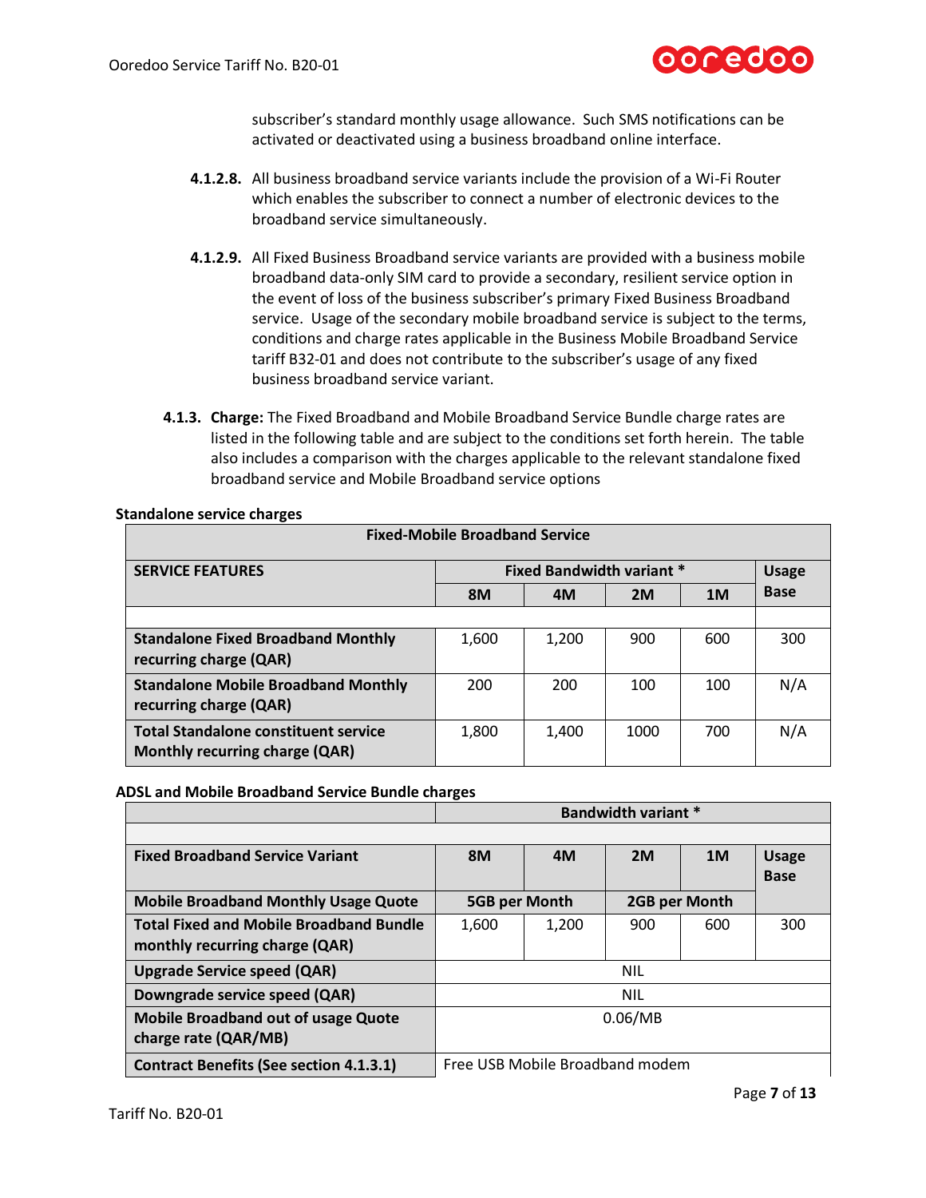subscriber's standard monthly usage allowance. Such SMS notifications can be activated or deactivated using a business broadband online interface.

**4.1.2.8.** All business broadband service variants include the provision of a Wi-Fi Router which enables the subscriber to connect a number of electronic devices to the broadband service simultaneously.

**4.1.2.9.** All Fixed Business Broadband service variants are provided with a business mobile broadband data-only SIM card to provide a secondary, resilient service option in the event of loss of the business subscriber's primary Fixed Business Broadband service. Usage of the secondary mobile broadband service is subject to the terms, conditions and charge rates applicable in the Business Mobile Broadband Service tariff B32-01 and does not contribute to the subscriber's usage of any fixed business broadband service variant.

**4.1.3. Charge:** The Fixed Broadband and Mobile Broadband Service Bundle charge rates are listed in the following table and are subject to the conditions set forth herein. The table also includes a comparison with the charges applicable to the relevant standalone fixed broadband service and Mobile Broadband service options

**Standalone service charges**

| **Fixed-Mobile Broadband Service** | | | | | |
|---|---|---|---|---|---|
| **SERVICE FEATURES** | **Fixed Bandwidth variant *** | | | | **Usage Base** |
| | **8M** | **4M** | **2M** | **1M** | |
| | | | | | |
| **Standalone Fixed Broadband Monthly recurring charge (QAR)** | 1,600 | 1,200 | 900 | 600 | 300 |
| **Standalone Mobile Broadband Monthly recurring charge (QAR)** | 200 | 200 | 100 | 100 | N/A |
| **Total Standalone constituent service Monthly recurring charge (QAR)** | 1,800 | 1,400 | 1000 | 700 | N/A |

**ADSL and Mobile Broadband Service Bundle charges**

| | **Bandwidth variant *** | | | | |
|---|---|---|---|---|---|
| | | | | | |
| **Fixed Broadband Service Variant** | **8M** | **4M** | **2M** | **1M** | **Usage Base** |
| **Mobile Broadband Monthly Usage Quote** | **5GB per Month** | | **2GB per Month** | | |
| **Total Fixed and Mobile Broadband Bundle monthly recurring charge (QAR)** | 1,600 | 1,200 | 900 | 600 | 300 |
| **Upgrade Service speed (QAR)** | NIL | | | | |
| **Downgrade service speed (QAR)** | NIL | | | | |
| **Mobile Broadband out of usage Quote charge rate (QAR/MB)** | 0.06/MB | | | | |
| **Contract Benefits (See section 4.1.3.1)** | Free USB Mobile Broadband modem | | | | |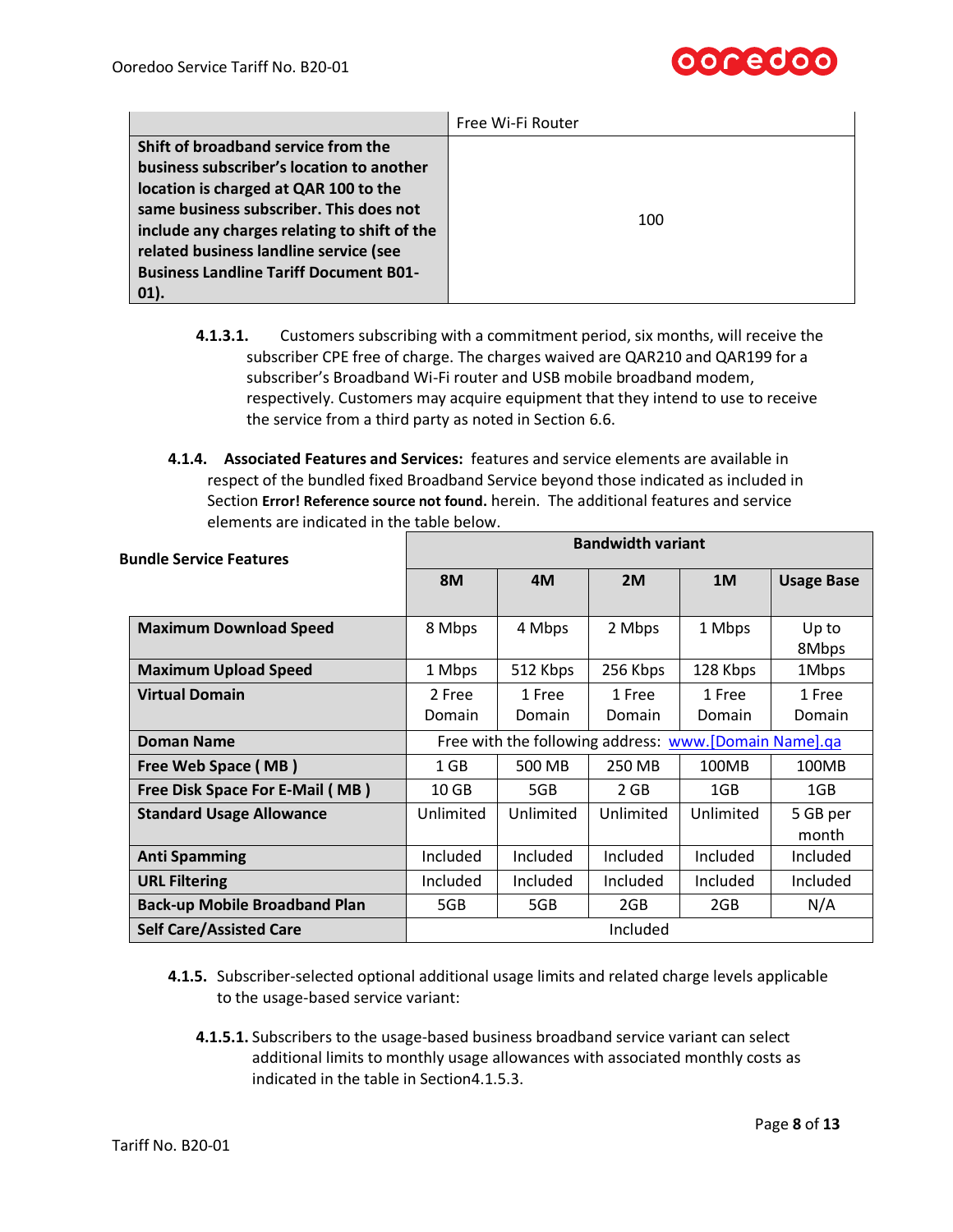| | Free Wi-Fi Router |
|---|---|
| **Shift of broadband service from the business subscriber's location to another location is charged at QAR 100 to the same business subscriber. This does not include any charges relating to shift of the related business landline service (see Business Landline Tariff Document B01-01).** | 100 |

**4.1.3.1.** Customers subscribing with a commitment period, six months, will receive the subscriber CPE free of charge. The charges waived are QAR210 and QAR199 for a subscriber's Broadband Wi-Fi router and USB mobile broadband modem, respectively. Customers may acquire equipment that they intend to use to receive the service from a third party as noted in Section 6.6.

**4.1.4. Associated Features and Services:** features and service elements are available in respect of the bundled fixed Broadband Service beyond those indicated as included in Section **Error! Reference source not found.** herein. The additional features and service elements are indicated in the table below.

| **Bundle Service Features** | **Bandwidth variant** | | | | |
|---|---|---|---|---|---|
| | **8M** | **4M** | **2M** | **1M** | **Usage Base** |
| **Maximum Download Speed** | 8 Mbps | 4 Mbps | 2 Mbps | 1 Mbps | Up to 8Mbps |
| **Maximum Upload Speed** | 1 Mbps | 512 Kbps | 256 Kbps | 128 Kbps | 1Mbps |
| **Virtual Domain** | 2 Free Domain | 1 Free Domain | 1 Free Domain | 1 Free Domain | 1 Free Domain |
| **Doman Name** | Free with the following address: www.[Domain Name].qa | | | | |
| **Free Web Space ( MB )** | 1 GB | 500 MB | 250 MB | 100MB | 100MB |
| **Free Disk Space For E-Mail ( MB )** | 10 GB | 5GB | 2 GB | 1GB | 1GB |
| **Standard Usage Allowance** | Unlimited | Unlimited | Unlimited | Unlimited | 5 GB per month |
| **Anti Spamming** | Included | Included | Included | Included | Included |
| **URL Filtering** | Included | Included | Included | Included | Included |
| **Back-up Mobile Broadband Plan** | 5GB | 5GB | 2GB | 2GB | N/A |
| **Self Care/Assisted Care** | Included | | | | |

**4.1.5.** Subscriber-selected optional additional usage limits and related charge levels applicable to the usage-based service variant:

**4.1.5.1.** Subscribers to the usage-based business broadband service variant can select additional limits to monthly usage allowances with associated monthly costs as indicated in the table in Section4.1.5.3.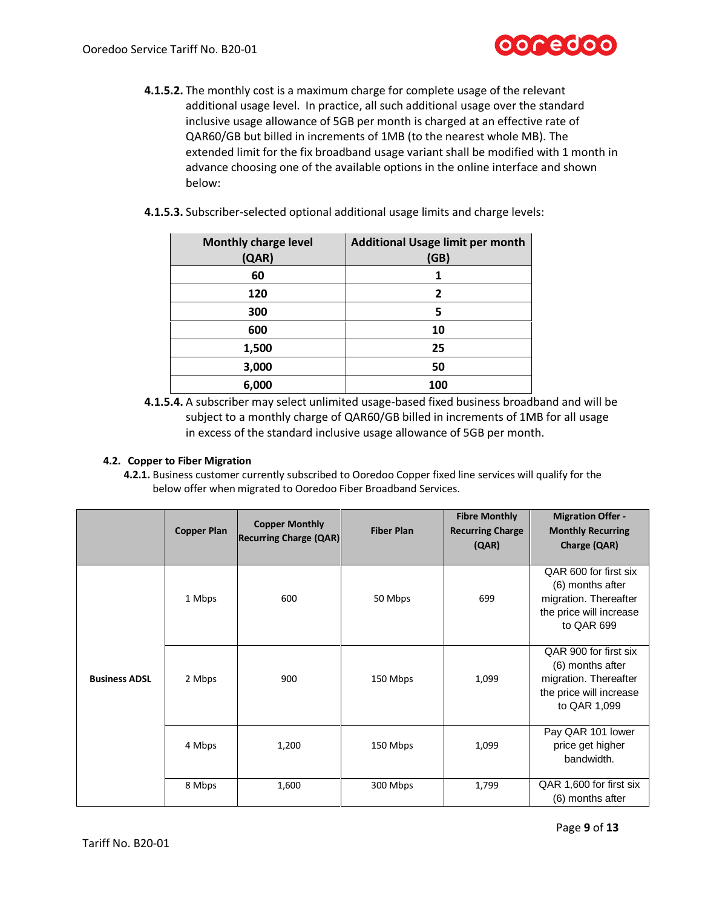**4.1.5.2.** The monthly cost is a maximum charge for complete usage of the relevant additional usage level. In practice, all such additional usage over the standard inclusive usage allowance of 5GB per month is charged at an effective rate of QAR60/GB but billed in increments of 1MB (to the nearest whole MB). The extended limit for the fix broadband usage variant shall be modified with 1 month in advance choosing one of the available options in the online interface and shown below:

**4.1.5.3.** Subscriber-selected optional additional usage limits and charge levels:

| Monthly charge level (QAR) | Additional Usage limit per month (GB) |
|---|---|
| 60 | 1 |
| 120 | 2 |
| 300 | 5 |
| 600 | 10 |
| 1,500 | 25 |
| 3,000 | 50 |
| 6,000 | 100 |

**4.1.5.4.** A subscriber may select unlimited usage-based fixed business broadband and will be subject to a monthly charge of QAR60/GB billed in increments of 1MB for all usage in excess of the standard inclusive usage allowance of 5GB per month.

### 4.2. Copper to Fiber Migration

**4.2.1.** Business customer currently subscribed to Ooredoo Copper fixed line services will qualify for the below offer when migrated to Ooredoo Fiber Broadband Services.

| | Copper Plan | Copper Monthly Recurring Charge (QAR) | Fiber Plan | Fibre Monthly Recurring Charge (QAR) | Migration Offer - Monthly Recurring Charge (QAR) |
|---|---|---|---|---|---|
| Business ADSL | 1 Mbps | 600 | 50 Mbps | 699 | QAR 600 for first six (6) months after migration. Thereafter the price will increase to QAR 699 |
| | 2 Mbps | 900 | 150 Mbps | 1,099 | QAR 900 for first six (6) months after migration. Thereafter the price will increase to QAR 1,099 |
| | 4 Mbps | 1,200 | 150 Mbps | 1,099 | Pay QAR 101 lower price get higher bandwidth. |
| | 8 Mbps | 1,600 | 300 Mbps | 1,799 | QAR 1,600 for first six (6) months after |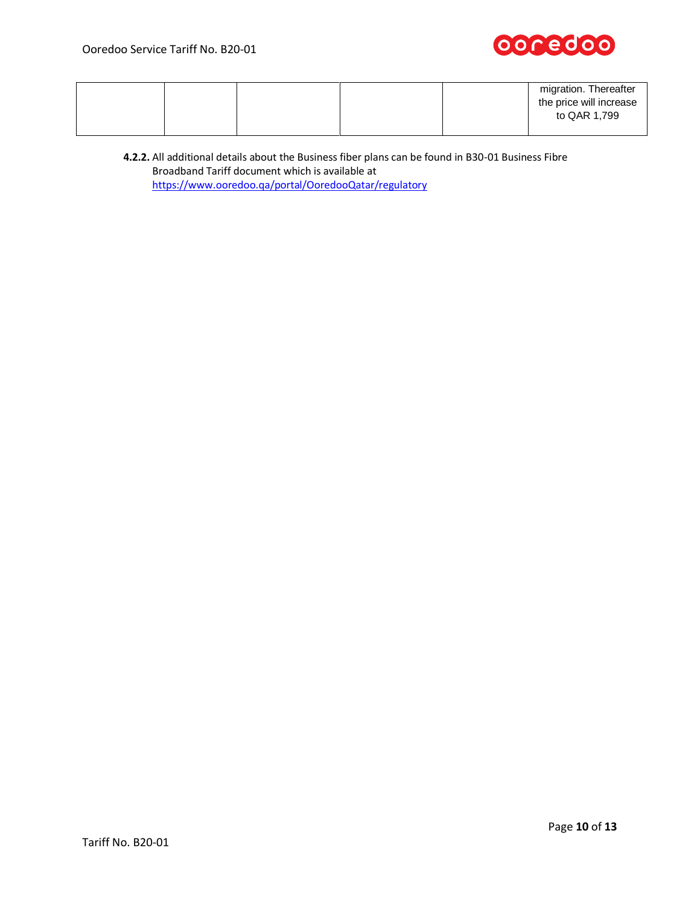| | | | | | migration. Thereafter the price will increase to QAR 1,799 |
|---|---|---|---|---|---|

**4.2.2.** All additional details about the Business fiber plans can be found in B30-01 Business Fibre Broadband Tariff document which is available at https://www.ooredoo.qa/portal/OoredooQatar/regulatory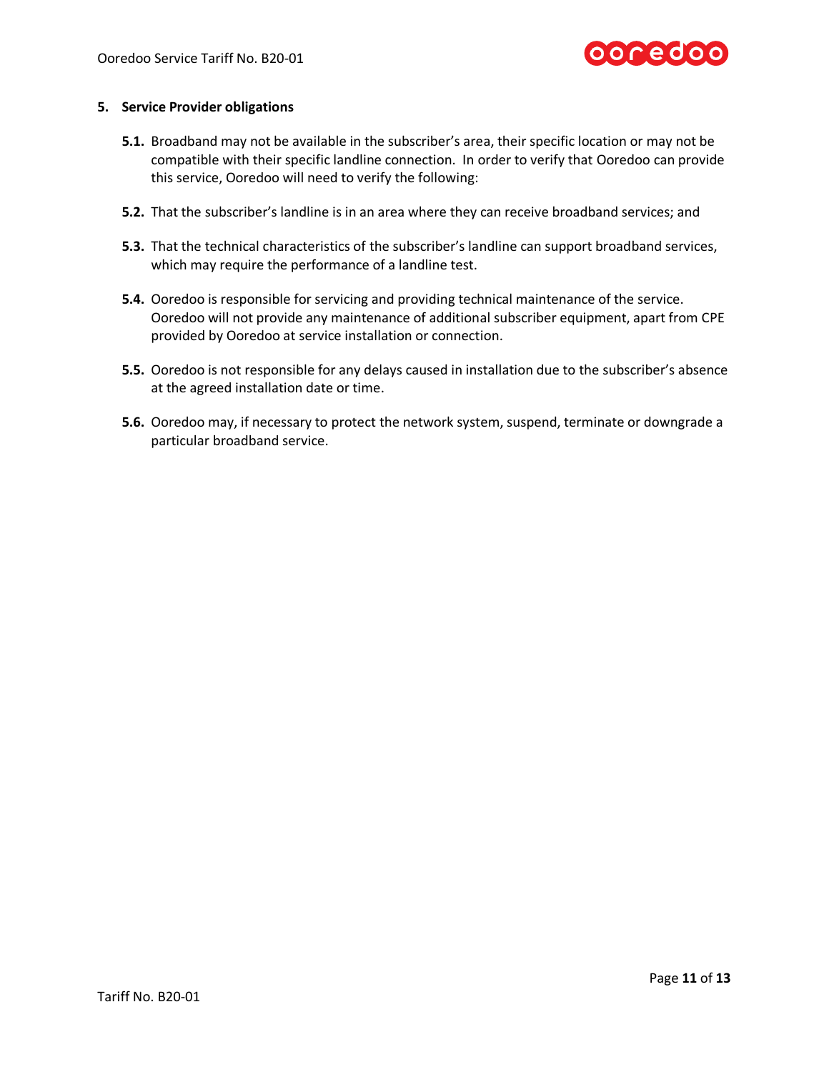## 5. Service Provider obligations

**5.1.** Broadband may not be available in the subscriber's area, their specific location or may not be compatible with their specific landline connection. In order to verify that Ooredoo can provide this service, Ooredoo will need to verify the following:

**5.2.** That the subscriber's landline is in an area where they can receive broadband services; and

**5.3.** That the technical characteristics of the subscriber's landline can support broadband services, which may require the performance of a landline test.

**5.4.** Ooredoo is responsible for servicing and providing technical maintenance of the service. Ooredoo will not provide any maintenance of additional subscriber equipment, apart from CPE provided by Ooredoo at service installation or connection.

**5.5.** Ooredoo is not responsible for any delays caused in installation due to the subscriber's absence at the agreed installation date or time.

**5.6.** Ooredoo may, if necessary to protect the network system, suspend, terminate or downgrade a particular broadband service.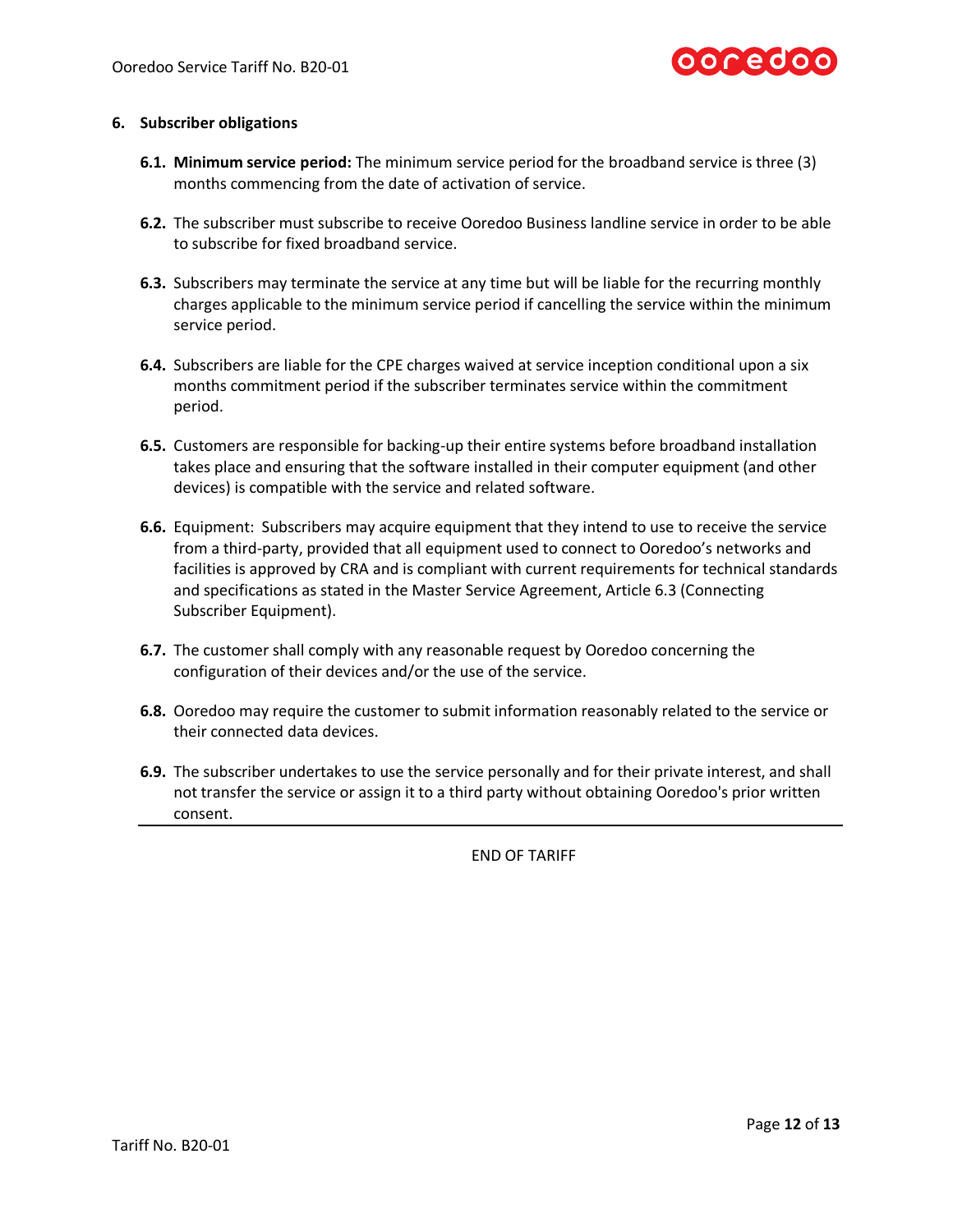## 6. Subscriber obligations

**6.1.** **Minimum service period:** The minimum service period for the broadband service is three (3) months commencing from the date of activation of service.

**6.2.** The subscriber must subscribe to receive Ooredoo Business landline service in order to be able to subscribe for fixed broadband service.

**6.3.** Subscribers may terminate the service at any time but will be liable for the recurring monthly charges applicable to the minimum service period if cancelling the service within the minimum service period.

**6.4.** Subscribers are liable for the CPE charges waived at service inception conditional upon a six months commitment period if the subscriber terminates service within the commitment period.

**6.5.** Customers are responsible for backing-up their entire systems before broadband installation takes place and ensuring that the software installed in their computer equipment (and other devices) is compatible with the service and related software.

**6.6.** Equipment: Subscribers may acquire equipment that they intend to use to receive the service from a third-party, provided that all equipment used to connect to Ooredoo's networks and facilities is approved by CRA and is compliant with current requirements for technical standards and specifications as stated in the Master Service Agreement, Article 6.3 (Connecting Subscriber Equipment).

**6.7.** The customer shall comply with any reasonable request by Ooredoo concerning the configuration of their devices and/or the use of the service.

**6.8.** Ooredoo may require the customer to submit information reasonably related to the service or their connected data devices.

**6.9.** The subscriber undertakes to use the service personally and for their private interest, and shall not transfer the service or assign it to a third party without obtaining Ooredoo's prior written consent.

---

END OF TARIFF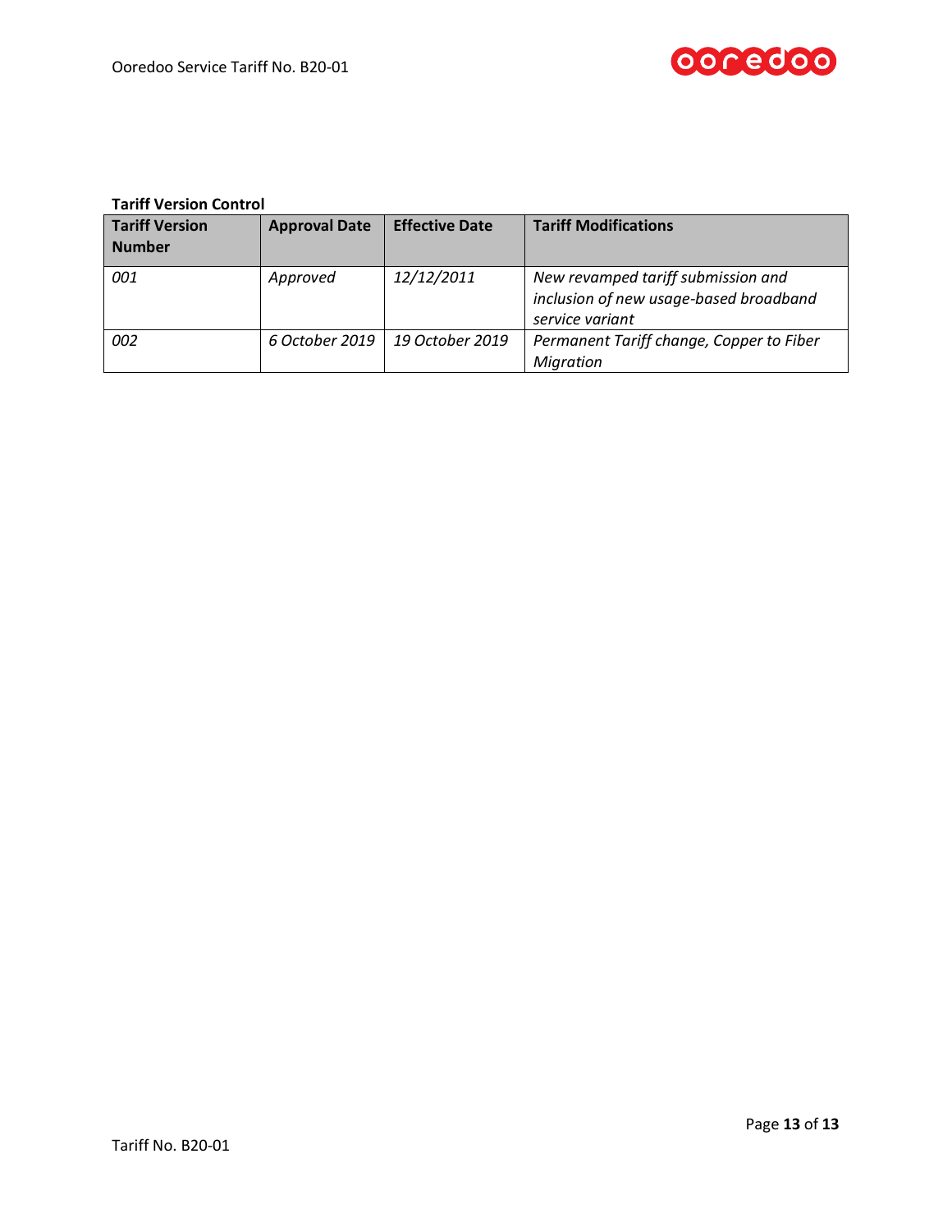**Tariff Version Control**

| Tariff Version Number | Approval Date | Effective Date | Tariff Modifications |
|---|---|---|---|
| *001* | *Approved* | *12/12/2011* | *New revamped tariff submission and inclusion of new usage-based broadband service variant* |
| *002* | *6 October 2019* | *19 October 2019* | *Permanent Tariff change, Copper to Fiber Migration* |